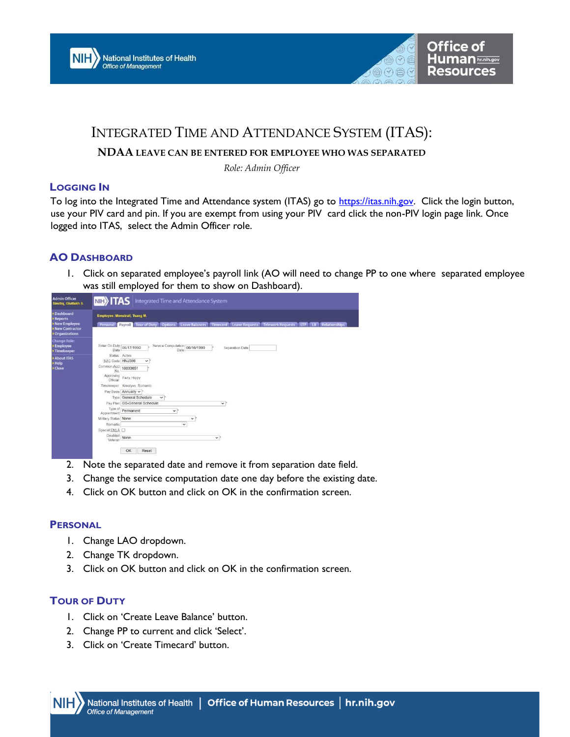# INTEGRATED TIME AND ATTENDANCE SYSTEM (ITAS):

## NDAA LEAVE CAN BE ENTERED FOR EMPLOYEE WHO WAS SEPARATED

*Role: Admin Officer*

### LOGGING IN

To log into the Integrated Time and Attendance system (ITAS) go to https://itas.nih.gov. Click the login button, use your PIV card and pin. If you are exempt from using your PIV card click the non-PIV login page link. Once logged into ITAS, select the Admin Officer role.

### AO DASHBOARD

1. Click on separated employee's payroll link (AO will need to change PP to one where separated employee was still employed for them to show on Dashboard).
2. Note the separated date and remove it from separation date field.
3. Change the service computation date one day before the existing date.
4. Click on OK button and click on OK in the confirmation screen.

### PERSONAL

1. Change LAO dropdown.
2. Change TK dropdown.
3. Click on OK button and click on OK in the confirmation screen.

### TOUR OF DUTY

1. Click on 'Create Leave Balance' button.
2. Change PP to current and click 'Select'.
3. Click on 'Create Timecard' button.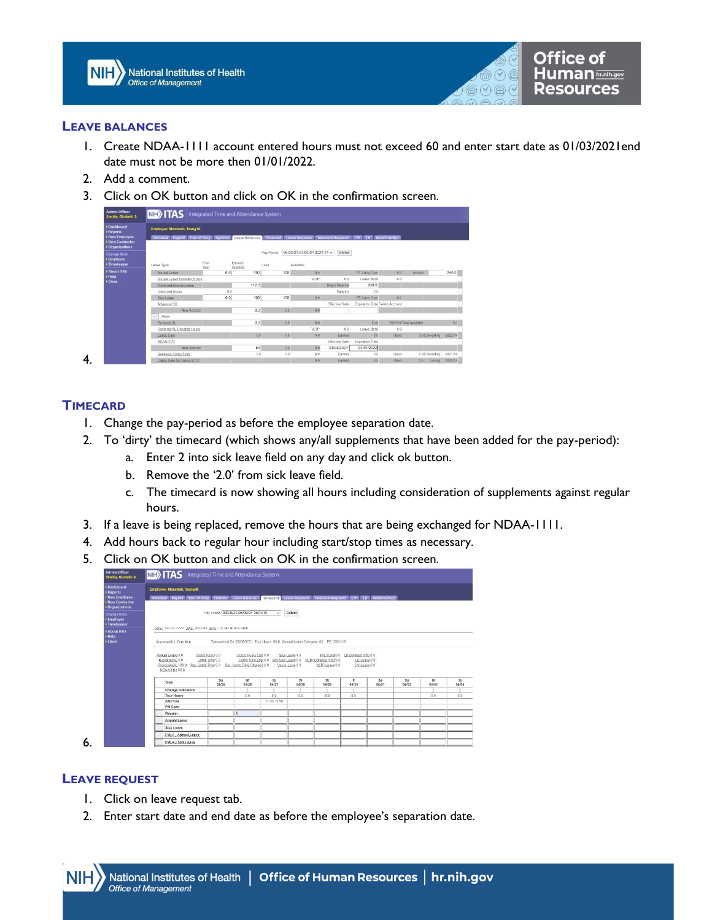## Leave Balances

1. Create NDAA-1111 account entered hours must not exceed 60 and enter start date as 01/03/2021end date must not be more then 01/01/2022.
2. Add a comment.
3. Click on OK button and click on OK in the confirmation screen.
4.

## Timecard

1. Change the pay-period as before the employee separation date.
2. To 'dirty' the timecard (which shows any/all supplements that have been added for the pay-period):
   a. Enter 2 into sick leave field on any day and click ok button.
   b. Remove the '2.0' from sick leave field.
   c. The timecard is now showing all hours including consideration of supplements against regular hours.
3. If a leave is being replaced, remove the hours that are being exchanged for NDAA-1111.
4. Add hours back to regular hour including start/stop times as necessary.
5. Click on OK button and click on OK in the confirmation screen.
6.

## Leave Request

1. Click on leave request tab.
2. Enter start date and end date as before the employee's separation date.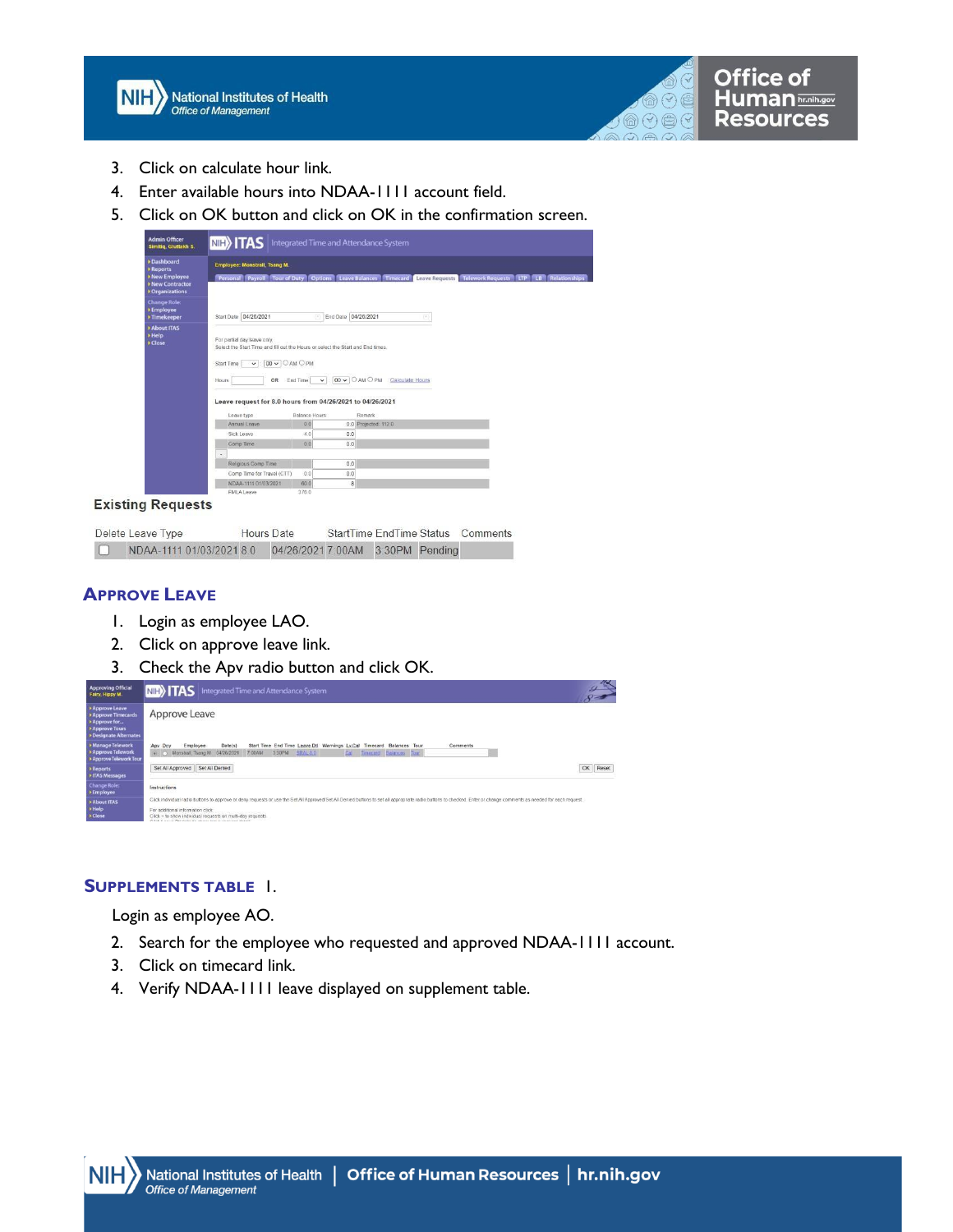3. Click on calculate hour link.
4. Enter available hours into NDAA-1111 account field.
5. Click on OK button and click on OK in the confirmation screen.

**Existing Requests**

| Delete | Leave Type | Hours | Date | StartTime | EndTime | Status | Comments |
|---|---|---|---|---|---|---|---|
| ☐ | NDAA-1111 01/03/2021 | 8.0 | 04/26/2021 | 7:00AM | 3:30PM | Pending | |

## Approve Leave

1. Login as employee LAO.
2. Click on approve leave link.
3. Check the Apv radio button and click OK.

## Supplements Table

1. Login as employee AO.
2. Search for the employee who requested and approved NDAA-1111 account.
3. Click on timecard link.
4. Verify NDAA-1111 leave displayed on supplement table.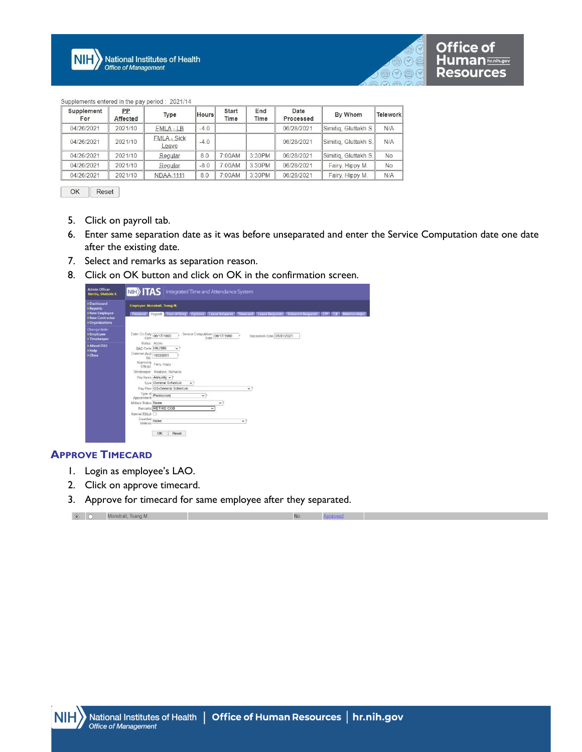Supplements entered in the pay period : 2021/14

| Supplement For | PP Affected | Type | Hours | Start Time | End Time | Date Processed | By Whom | Telework |
|---|---|---|---|---|---|---|---|---|
| 04/26/2021 | 2021/10 | FMLA - LB | -4.0 | | | 06/28/2021 | Simitiq, Gluttakh S. | N/A |
| 04/26/2021 | 2021/10 | FMLA - Sick Leave | -4.0 | | | 06/28/2021 | Simitiq, Gluttakh S. | N/A |
| 04/26/2021 | 2021/10 | Regular | 8.0 | 7:00AM | 3:30PM | 06/28/2021 | Simitiq, Gluttakh S. | No |
| 04/26/2021 | 2021/10 | Regular | -8.0 | 7:00AM | 3:30PM | 06/28/2021 | Fairy, Hippy M. | No |
| 04/26/2021 | 2021/10 | NDAA 1111 | 8.0 | 7:00AM | 3:30PM | 06/28/2021 | Fairy, Hippy M. | N/A |

OK Reset

5. Click on payroll tab.
6. Enter same separation date as it was before unseparated and enter the Service Computation date one date after the existing date.
7. Select and remarks as separation reason.
8. Click on OK button and click on OK in the confirmation screen.

## Approve Timecard

1. Login as employee's LAO.
2. Click on approve timecard.
3. Approve for timecard for same employee after they separated.

Monstrall, Tsang M No Approved